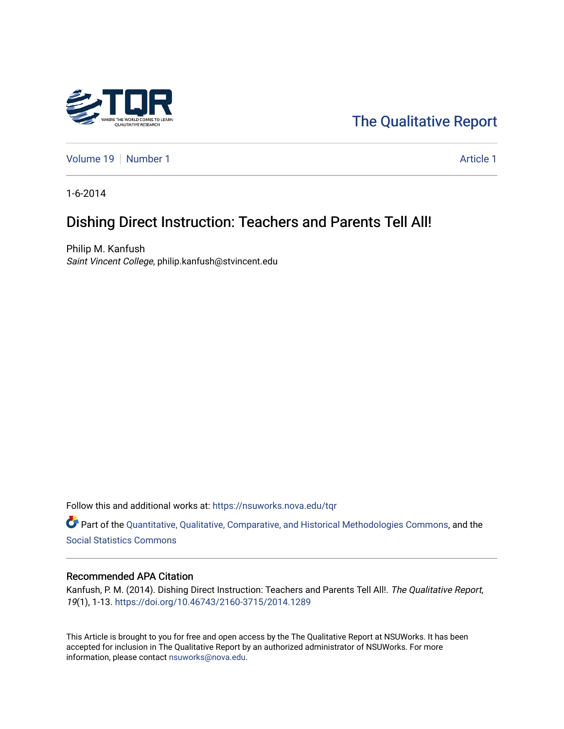The Qualitative Report

Volume 19 | Number 1 | Article 1

1-6-2014

# Dishing Direct Instruction: Teachers and Parents Tell All!

Philip M. Kanfush
*Saint Vincent College*, philip.kanfush@stvincent.edu

Follow this and additional works at: https://nsuworks.nova.edu/tqr

Part of the Quantitative, Qualitative, Comparative, and Historical Methodologies Commons, and the Social Statistics Commons

## Recommended APA Citation

Kanfush, P. M. (2014). Dishing Direct Instruction: Teachers and Parents Tell All!. *The Qualitative Report*, *19*(1), 1-13. https://doi.org/10.46743/2160-3715/2014.1289

This Article is brought to you for free and open access by the The Qualitative Report at NSUWorks. It has been accepted for inclusion in The Qualitative Report by an authorized administrator of NSUWorks. For more information, please contact nsuworks@nova.edu.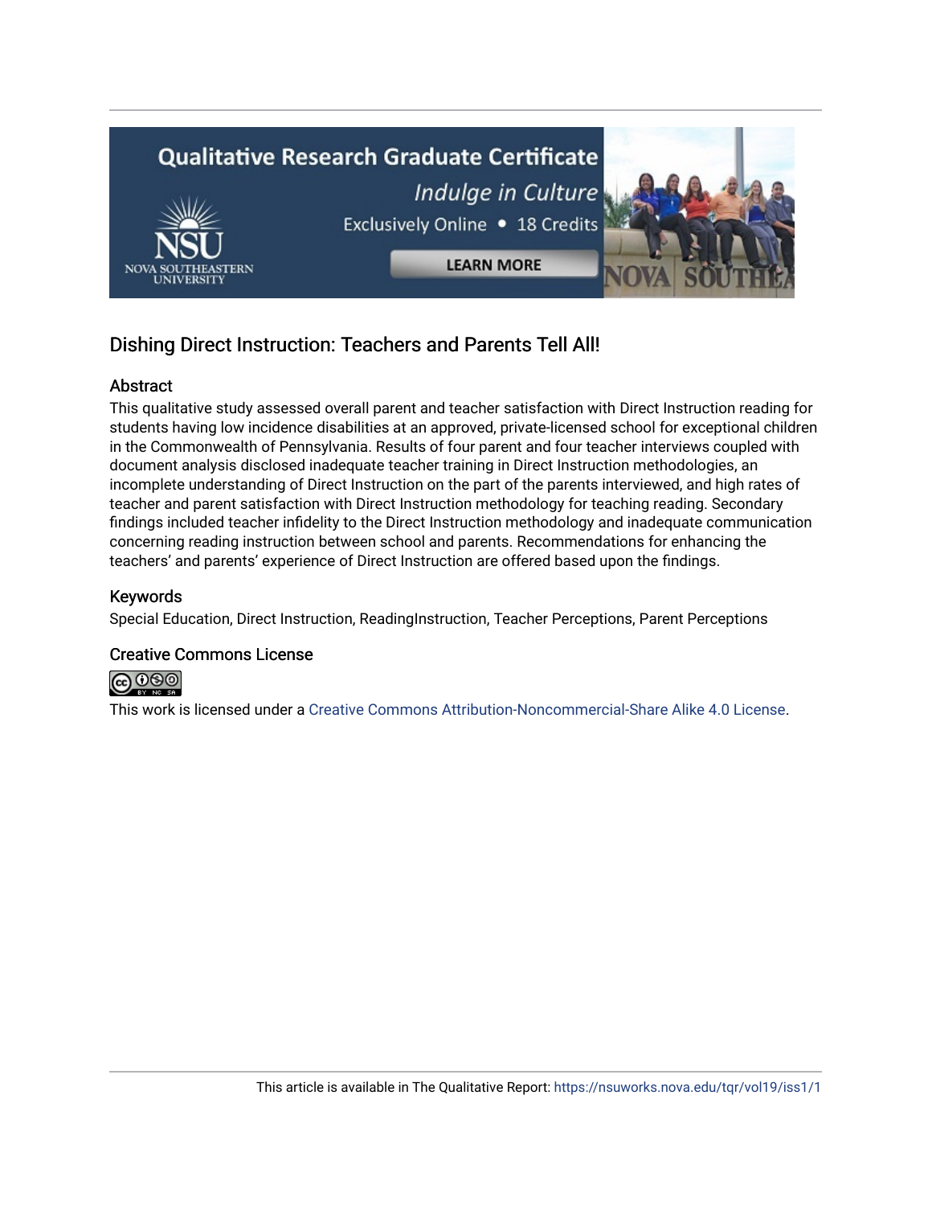# Dishing Direct Instruction: Teachers and Parents Tell All!

## Abstract

This qualitative study assessed overall parent and teacher satisfaction with Direct Instruction reading for students having low incidence disabilities at an approved, private-licensed school for exceptional children in the Commonwealth of Pennsylvania. Results of four parent and four teacher interviews coupled with document analysis disclosed inadequate teacher training in Direct Instruction methodologies, an incomplete understanding of Direct Instruction on the part of the parents interviewed, and high rates of teacher and parent satisfaction with Direct Instruction methodology for teaching reading. Secondary findings included teacher infidelity to the Direct Instruction methodology and inadequate communication concerning reading instruction between school and parents. Recommendations for enhancing the teachers' and parents' experience of Direct Instruction are offered based upon the findings.

## Keywords

Special Education, Direct Instruction, ReadingInstruction, Teacher Perceptions, Parent Perceptions

## Creative Commons License

This work is licensed under a Creative Commons Attribution-Noncommercial-Share Alike 4.0 License.

This article is available in The Qualitative Report: https://nsuworks.nova.edu/tqr/vol19/iss1/1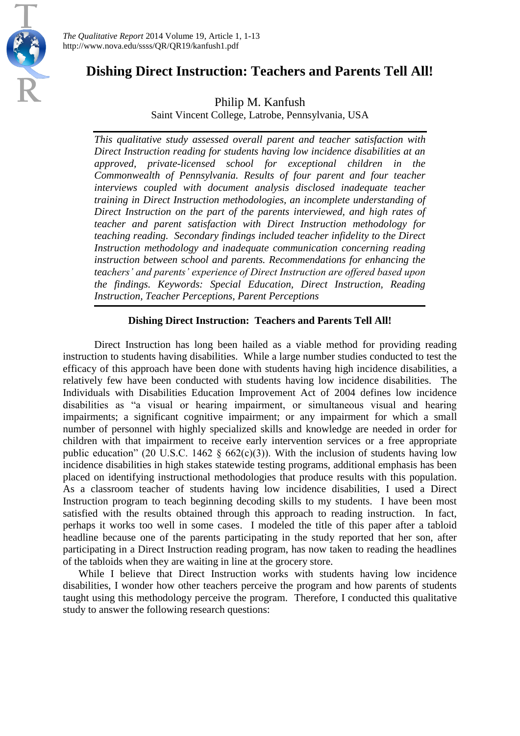# Dishing Direct Instruction: Teachers and Parents Tell All!

Philip M. Kanfush
Saint Vincent College, Latrobe, Pennsylvania, USA

*This qualitative study assessed overall parent and teacher satisfaction with Direct Instruction reading for students having low incidence disabilities at an approved, private-licensed school for exceptional children in the Commonwealth of Pennsylvania. Results of four parent and four teacher interviews coupled with document analysis disclosed inadequate teacher training in Direct Instruction methodologies, an incomplete understanding of Direct Instruction on the part of the parents interviewed, and high rates of teacher and parent satisfaction with Direct Instruction methodology for teaching reading. Secondary findings included teacher infidelity to the Direct Instruction methodology and inadequate communication concerning reading instruction between school and parents. Recommendations for enhancing the teachers' and parents' experience of Direct Instruction are offered based upon the findings. Keywords: Special Education, Direct Instruction, Reading Instruction, Teacher Perceptions, Parent Perceptions*

## Dishing Direct Instruction: Teachers and Parents Tell All!

Direct Instruction has long been hailed as a viable method for providing reading instruction to students having disabilities. While a large number studies conducted to test the efficacy of this approach have been done with students having high incidence disabilities, a relatively few have been conducted with students having low incidence disabilities. The Individuals with Disabilities Education Improvement Act of 2004 defines low incidence disabilities as "a visual or hearing impairment, or simultaneous visual and hearing impairments; a significant cognitive impairment; or any impairment for which a small number of personnel with highly specialized skills and knowledge are needed in order for children with that impairment to receive early intervention services or a free appropriate public education" (20 U.S.C. 1462 § 662(c)(3)). With the inclusion of students having low incidence disabilities in high stakes statewide testing programs, additional emphasis has been placed on identifying instructional methodologies that produce results with this population. As a classroom teacher of students having low incidence disabilities, I used a Direct Instruction program to teach beginning decoding skills to my students. I have been most satisfied with the results obtained through this approach to reading instruction. In fact, perhaps it works too well in some cases. I modeled the title of this paper after a tabloid headline because one of the parents participating in the study reported that her son, after participating in a Direct Instruction reading program, has now taken to reading the headlines of the tabloids when they are waiting in line at the grocery store.

While I believe that Direct Instruction works with students having low incidence disabilities, I wonder how other teachers perceive the program and how parents of students taught using this methodology perceive the program. Therefore, I conducted this qualitative study to answer the following research questions: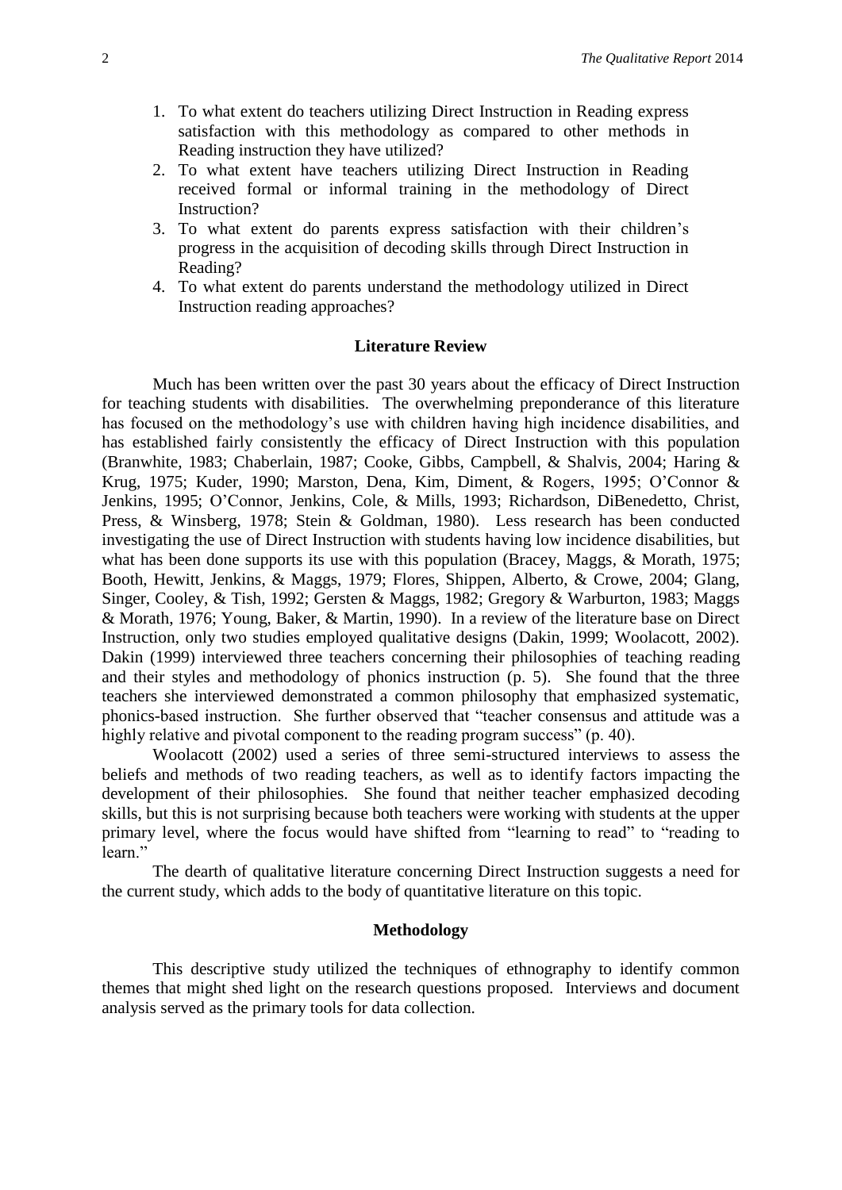1. To what extent do teachers utilizing Direct Instruction in Reading express satisfaction with this methodology as compared to other methods in Reading instruction they have utilized?
2. To what extent have teachers utilizing Direct Instruction in Reading received formal or informal training in the methodology of Direct Instruction?
3. To what extent do parents express satisfaction with their children's progress in the acquisition of decoding skills through Direct Instruction in Reading?
4. To what extent do parents understand the methodology utilized in Direct Instruction reading approaches?

## Literature Review

Much has been written over the past 30 years about the efficacy of Direct Instruction for teaching students with disabilities. The overwhelming preponderance of this literature has focused on the methodology's use with children having high incidence disabilities, and has established fairly consistently the efficacy of Direct Instruction with this population (Branwhite, 1983; Chaberlain, 1987; Cooke, Gibbs, Campbell, & Shalvis, 2004; Haring & Krug, 1975; Kuder, 1990; Marston, Dena, Kim, Diment, & Rogers, 1995; O'Connor & Jenkins, 1995; O'Connor, Jenkins, Cole, & Mills, 1993; Richardson, DiBenedetto, Christ, Press, & Winsberg, 1978; Stein & Goldman, 1980). Less research has been conducted investigating the use of Direct Instruction with students having low incidence disabilities, but what has been done supports its use with this population (Bracey, Maggs, & Morath, 1975; Booth, Hewitt, Jenkins, & Maggs, 1979; Flores, Shippen, Alberto, & Crowe, 2004; Glang, Singer, Cooley, & Tish, 1992; Gersten & Maggs, 1982; Gregory & Warburton, 1983; Maggs & Morath, 1976; Young, Baker, & Martin, 1990). In a review of the literature base on Direct Instruction, only two studies employed qualitative designs (Dakin, 1999; Woolacott, 2002). Dakin (1999) interviewed three teachers concerning their philosophies of teaching reading and their styles and methodology of phonics instruction (p. 5). She found that the three teachers she interviewed demonstrated a common philosophy that emphasized systematic, phonics-based instruction. She further observed that "teacher consensus and attitude was a highly relative and pivotal component to the reading program success" (p. 40).

Woolacott (2002) used a series of three semi-structured interviews to assess the beliefs and methods of two reading teachers, as well as to identify factors impacting the development of their philosophies. She found that neither teacher emphasized decoding skills, but this is not surprising because both teachers were working with students at the upper primary level, where the focus would have shifted from "learning to read" to "reading to learn."

The dearth of qualitative literature concerning Direct Instruction suggests a need for the current study, which adds to the body of quantitative literature on this topic.

## Methodology

This descriptive study utilized the techniques of ethnography to identify common themes that might shed light on the research questions proposed. Interviews and document analysis served as the primary tools for data collection.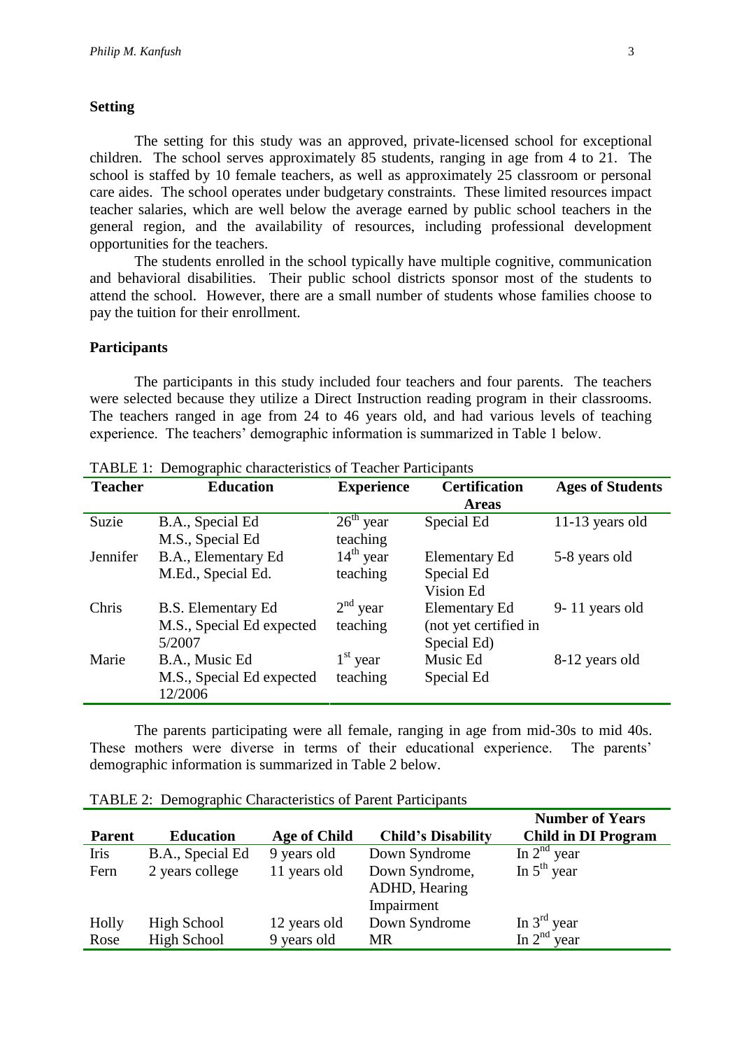### Setting

The setting for this study was an approved, private-licensed school for exceptional children. The school serves approximately 85 students, ranging in age from 4 to 21. The school is staffed by 10 female teachers, as well as approximately 25 classroom or personal care aides. The school operates under budgetary constraints. These limited resources impact teacher salaries, which are well below the average earned by public school teachers in the general region, and the availability of resources, including professional development opportunities for the teachers.

The students enrolled in the school typically have multiple cognitive, communication and behavioral disabilities. Their public school districts sponsor most of the students to attend the school. However, there are a small number of students whose families choose to pay the tuition for their enrollment.

### Participants

The participants in this study included four teachers and four parents. The teachers were selected because they utilize a Direct Instruction reading program in their classrooms. The teachers ranged in age from 24 to 46 years old, and had various levels of teaching experience. The teachers' demographic information is summarized in Table 1 below.

TABLE 1: Demographic characteristics of Teacher Participants

| Teacher | Education | Experience | Certification Areas | Ages of Students |
|---|---|---|---|---|
| Suzie | B.A., Special Ed<br>M.S., Special Ed | 26th year teaching | Special Ed | 11-13 years old |
| Jennifer | B.A., Elementary Ed<br>M.Ed., Special Ed. | 14th year teaching | Elementary Ed<br>Special Ed<br>Vision Ed | 5-8 years old |
| Chris | B.S. Elementary Ed<br>M.S., Special Ed expected 5/2007 | 2nd year teaching | Elementary Ed (not yet certified in Special Ed) | 9- 11 years old |
| Marie | B.A., Music Ed<br>M.S., Special Ed expected 12/2006 | 1st year teaching | Music Ed<br>Special Ed | 8-12 years old |

The parents participating were all female, ranging in age from mid-30s to mid 40s. These mothers were diverse in terms of their educational experience. The parents' demographic information is summarized in Table 2 below.

TABLE 2: Demographic Characteristics of Parent Participants

| Parent | Education | Age of Child | Child's Disability | Number of Years Child in DI Program |
|---|---|---|---|---|
| Iris | B.A., Special Ed | 9 years old | Down Syndrome | In 2nd year |
| Fern | 2 years college | 11 years old | Down Syndrome, ADHD, Hearing Impairment | In 5th year |
| Holly | High School | 12 years old | Down Syndrome | In 3rd year |
| Rose | High School | 9 years old | MR | In 2nd year |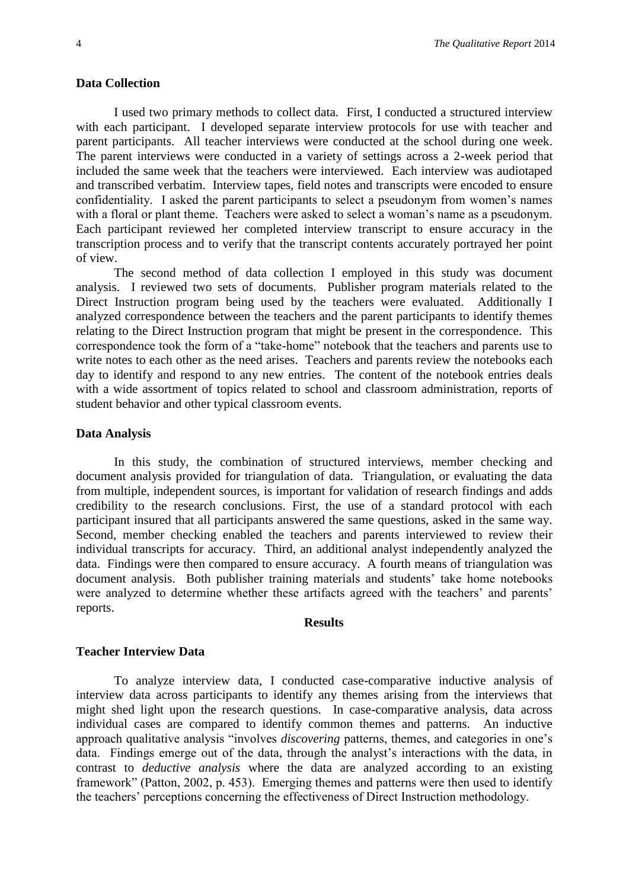### Data Collection

I used two primary methods to collect data. First, I conducted a structured interview with each participant. I developed separate interview protocols for use with teacher and parent participants. All teacher interviews were conducted at the school during one week. The parent interviews were conducted in a variety of settings across a 2-week period that included the same week that the teachers were interviewed. Each interview was audiotaped and transcribed verbatim. Interview tapes, field notes and transcripts were encoded to ensure confidentiality. I asked the parent participants to select a pseudonym from women's names with a floral or plant theme. Teachers were asked to select a woman's name as a pseudonym. Each participant reviewed her completed interview transcript to ensure accuracy in the transcription process and to verify that the transcript contents accurately portrayed her point of view.

The second method of data collection I employed in this study was document analysis. I reviewed two sets of documents. Publisher program materials related to the Direct Instruction program being used by the teachers were evaluated. Additionally I analyzed correspondence between the teachers and the parent participants to identify themes relating to the Direct Instruction program that might be present in the correspondence. This correspondence took the form of a "take-home" notebook that the teachers and parents use to write notes to each other as the need arises. Teachers and parents review the notebooks each day to identify and respond to any new entries. The content of the notebook entries deals with a wide assortment of topics related to school and classroom administration, reports of student behavior and other typical classroom events.

### Data Analysis

In this study, the combination of structured interviews, member checking and document analysis provided for triangulation of data. Triangulation, or evaluating the data from multiple, independent sources, is important for validation of research findings and adds credibility to the research conclusions. First, the use of a standard protocol with each participant insured that all participants answered the same questions, asked in the same way. Second, member checking enabled the teachers and parents interviewed to review their individual transcripts for accuracy. Third, an additional analyst independently analyzed the data. Findings were then compared to ensure accuracy. A fourth means of triangulation was document analysis. Both publisher training materials and students' take home notebooks were analyzed to determine whether these artifacts agreed with the teachers' and parents' reports.

## Results

### Teacher Interview Data

To analyze interview data, I conducted case-comparative inductive analysis of interview data across participants to identify any themes arising from the interviews that might shed light upon the research questions. In case-comparative analysis, data across individual cases are compared to identify common themes and patterns. An inductive approach qualitative analysis "involves *discovering* patterns, themes, and categories in one's data. Findings emerge out of the data, through the analyst's interactions with the data, in contrast to *deductive analysis* where the data are analyzed according to an existing framework" (Patton, 2002, p. 453). Emerging themes and patterns were then used to identify the teachers' perceptions concerning the effectiveness of Direct Instruction methodology.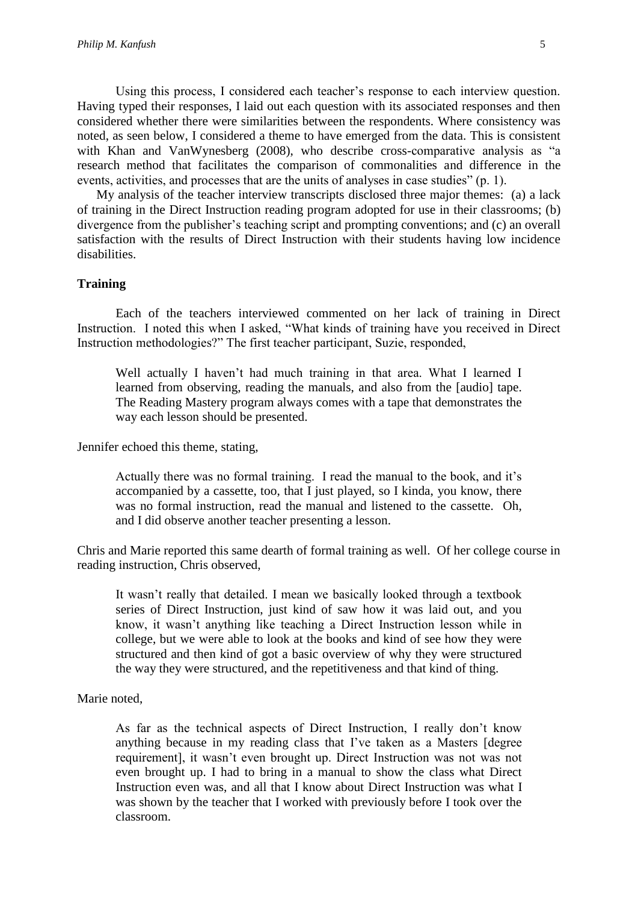Using this process, I considered each teacher's response to each interview question. Having typed their responses, I laid out each question with its associated responses and then considered whether there were similarities between the respondents. Where consistency was noted, as seen below, I considered a theme to have emerged from the data. This is consistent with Khan and VanWynesberg (2008), who describe cross-comparative analysis as "a research method that facilitates the comparison of commonalities and difference in the events, activities, and processes that are the units of analyses in case studies" (p. 1).

My analysis of the teacher interview transcripts disclosed three major themes: (a) a lack of training in the Direct Instruction reading program adopted for use in their classrooms; (b) divergence from the publisher's teaching script and prompting conventions; and (c) an overall satisfaction with the results of Direct Instruction with their students having low incidence disabilities.

**Training**

Each of the teachers interviewed commented on her lack of training in Direct Instruction. I noted this when I asked, "What kinds of training have you received in Direct Instruction methodologies?" The first teacher participant, Suzie, responded,

> Well actually I haven't had much training in that area. What I learned I learned from observing, reading the manuals, and also from the [audio] tape. The Reading Mastery program always comes with a tape that demonstrates the way each lesson should be presented.

Jennifer echoed this theme, stating,

> Actually there was no formal training. I read the manual to the book, and it's accompanied by a cassette, too, that I just played, so I kinda, you know, there was no formal instruction, read the manual and listened to the cassette. Oh, and I did observe another teacher presenting a lesson.

Chris and Marie reported this same dearth of formal training as well. Of her college course in reading instruction, Chris observed,

> It wasn't really that detailed. I mean we basically looked through a textbook series of Direct Instruction, just kind of saw how it was laid out, and you know, it wasn't anything like teaching a Direct Instruction lesson while in college, but we were able to look at the books and kind of see how they were structured and then kind of got a basic overview of why they were structured the way they were structured, and the repetitiveness and that kind of thing.

Marie noted,

> As far as the technical aspects of Direct Instruction, I really don't know anything because in my reading class that I've taken as a Masters [degree requirement], it wasn't even brought up. Direct Instruction was not was not even brought up. I had to bring in a manual to show the class what Direct Instruction even was, and all that I know about Direct Instruction was what I was shown by the teacher that I worked with previously before I took over the classroom.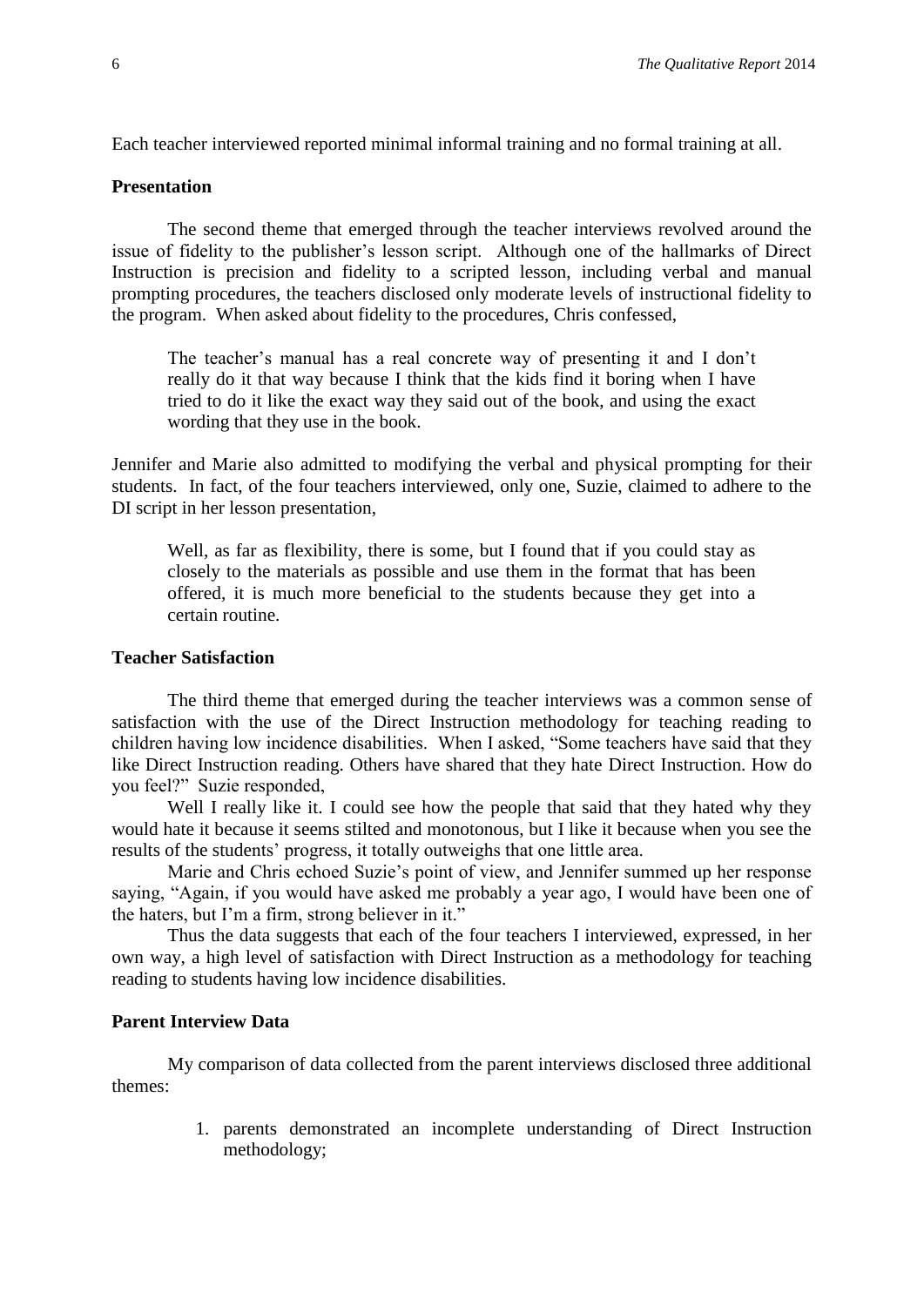Each teacher interviewed reported minimal informal training and no formal training at all.

### Presentation

The second theme that emerged through the teacher interviews revolved around the issue of fidelity to the publisher's lesson script. Although one of the hallmarks of Direct Instruction is precision and fidelity to a scripted lesson, including verbal and manual prompting procedures, the teachers disclosed only moderate levels of instructional fidelity to the program. When asked about fidelity to the procedures, Chris confessed,

> The teacher's manual has a real concrete way of presenting it and I don't really do it that way because I think that the kids find it boring when I have tried to do it like the exact way they said out of the book, and using the exact wording that they use in the book.

Jennifer and Marie also admitted to modifying the verbal and physical prompting for their students. In fact, of the four teachers interviewed, only one, Suzie, claimed to adhere to the DI script in her lesson presentation,

> Well, as far as flexibility, there is some, but I found that if you could stay as closely to the materials as possible and use them in the format that has been offered, it is much more beneficial to the students because they get into a certain routine.

### Teacher Satisfaction

The third theme that emerged during the teacher interviews was a common sense of satisfaction with the use of the Direct Instruction methodology for teaching reading to children having low incidence disabilities. When I asked, "Some teachers have said that they like Direct Instruction reading. Others have shared that they hate Direct Instruction. How do you feel?" Suzie responded,

Well I really like it. I could see how the people that said that they hated why they would hate it because it seems stilted and monotonous, but I like it because when you see the results of the students' progress, it totally outweighs that one little area.

Marie and Chris echoed Suzie's point of view, and Jennifer summed up her response saying, "Again, if you would have asked me probably a year ago, I would have been one of the haters, but I'm a firm, strong believer in it."

Thus the data suggests that each of the four teachers I interviewed, expressed, in her own way, a high level of satisfaction with Direct Instruction as a methodology for teaching reading to students having low incidence disabilities.

### Parent Interview Data

My comparison of data collected from the parent interviews disclosed three additional themes:

1. parents demonstrated an incomplete understanding of Direct Instruction methodology;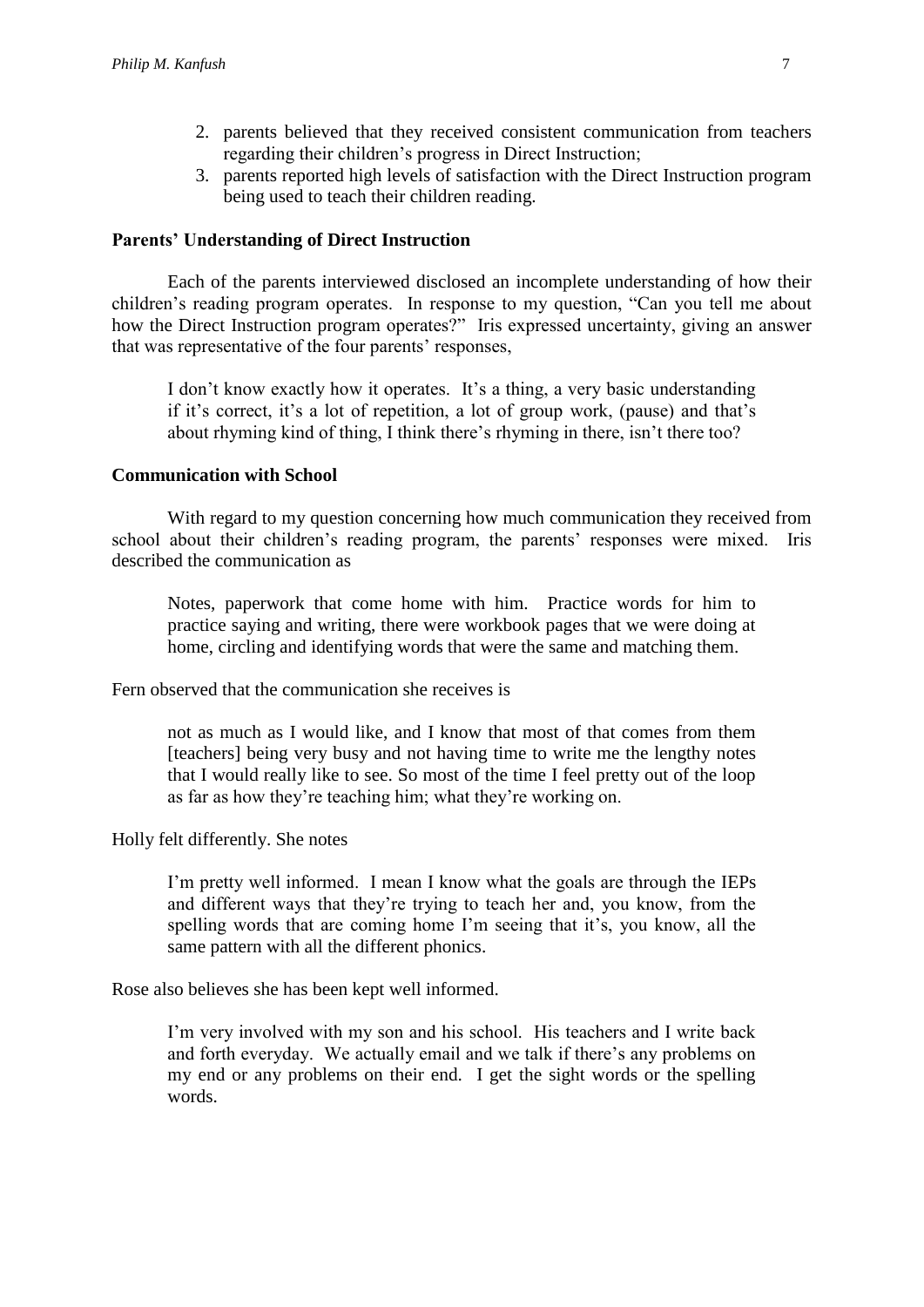2. parents believed that they received consistent communication from teachers regarding their children's progress in Direct Instruction;
3. parents reported high levels of satisfaction with the Direct Instruction program being used to teach their children reading.

## Parents' Understanding of Direct Instruction

Each of the parents interviewed disclosed an incomplete understanding of how their children's reading program operates. In response to my question, "Can you tell me about how the Direct Instruction program operates?" Iris expressed uncertainty, giving an answer that was representative of the four parents' responses,

> I don't know exactly how it operates. It's a thing, a very basic understanding if it's correct, it's a lot of repetition, a lot of group work, (pause) and that's about rhyming kind of thing, I think there's rhyming in there, isn't there too?

## Communication with School

With regard to my question concerning how much communication they received from school about their children's reading program, the parents' responses were mixed. Iris described the communication as

> Notes, paperwork that come home with him. Practice words for him to practice saying and writing, there were workbook pages that we were doing at home, circling and identifying words that were the same and matching them.

Fern observed that the communication she receives is

> not as much as I would like, and I know that most of that comes from them [teachers] being very busy and not having time to write me the lengthy notes that I would really like to see. So most of the time I feel pretty out of the loop as far as how they're teaching him; what they're working on.

Holly felt differently. She notes

> I'm pretty well informed. I mean I know what the goals are through the IEPs and different ways that they're trying to teach her and, you know, from the spelling words that are coming home I'm seeing that it's, you know, all the same pattern with all the different phonics.

Rose also believes she has been kept well informed.

> I'm very involved with my son and his school. His teachers and I write back and forth everyday. We actually email and we talk if there's any problems on my end or any problems on their end. I get the sight words or the spelling words.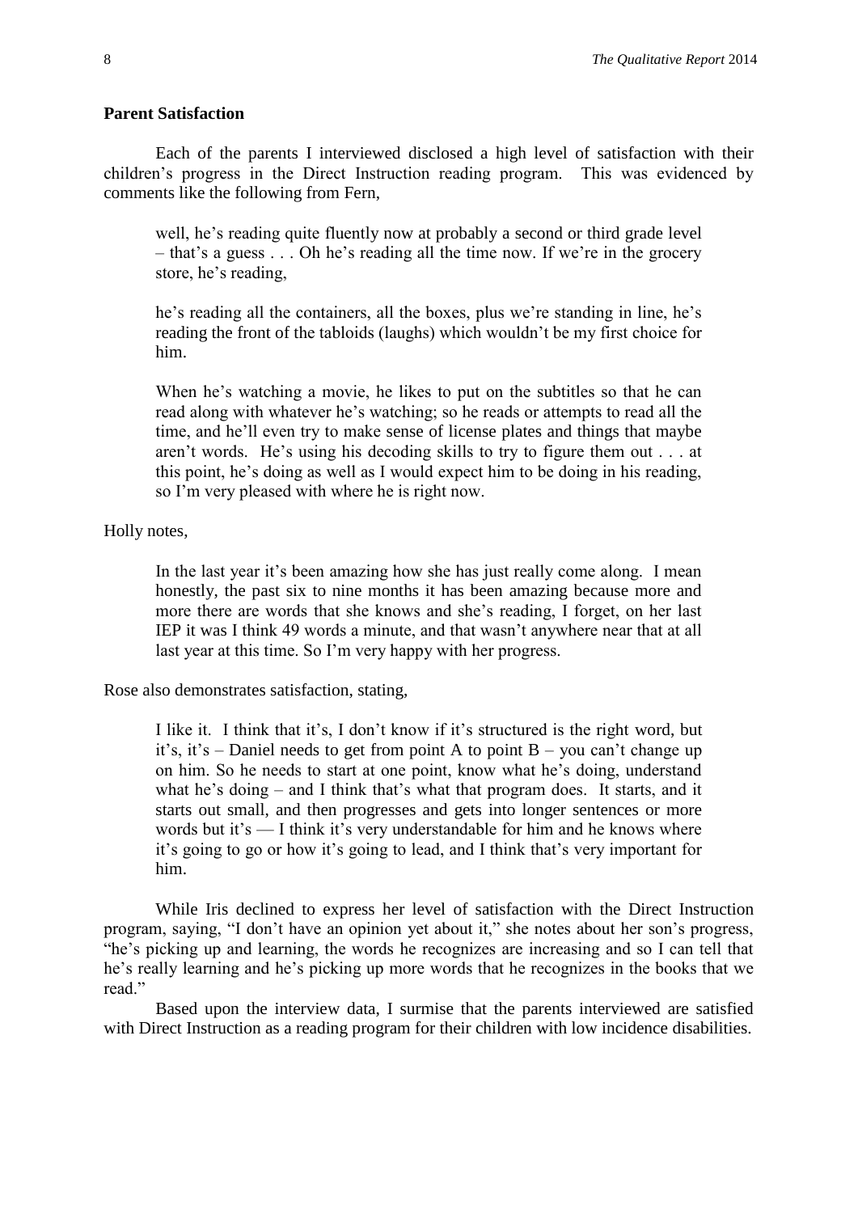### Parent Satisfaction

Each of the parents I interviewed disclosed a high level of satisfaction with their children's progress in the Direct Instruction reading program. This was evidenced by comments like the following from Fern,

> well, he's reading quite fluently now at probably a second or third grade level – that's a guess . . . Oh he's reading all the time now. If we're in the grocery store, he's reading,
>
> he's reading all the containers, all the boxes, plus we're standing in line, he's reading the front of the tabloids (laughs) which wouldn't be my first choice for him.
>
> When he's watching a movie, he likes to put on the subtitles so that he can read along with whatever he's watching; so he reads or attempts to read all the time, and he'll even try to make sense of license plates and things that maybe aren't words. He's using his decoding skills to try to figure them out . . . at this point, he's doing as well as I would expect him to be doing in his reading, so I'm very pleased with where he is right now.

Holly notes,

> In the last year it's been amazing how she has just really come along. I mean honestly, the past six to nine months it has been amazing because more and more there are words that she knows and she's reading, I forget, on her last IEP it was I think 49 words a minute, and that wasn't anywhere near that at all last year at this time. So I'm very happy with her progress.

Rose also demonstrates satisfaction, stating,

> I like it. I think that it's, I don't know if it's structured is the right word, but it's, it's – Daniel needs to get from point A to point B – you can't change up on him. So he needs to start at one point, know what he's doing, understand what he's doing – and I think that's what that program does. It starts, and it starts out small, and then progresses and gets into longer sentences or more words but it's — I think it's very understandable for him and he knows where it's going to go or how it's going to lead, and I think that's very important for him.

While Iris declined to express her level of satisfaction with the Direct Instruction program, saying, "I don't have an opinion yet about it," she notes about her son's progress, "he's picking up and learning, the words he recognizes are increasing and so I can tell that he's really learning and he's picking up more words that he recognizes in the books that we read."

Based upon the interview data, I surmise that the parents interviewed are satisfied with Direct Instruction as a reading program for their children with low incidence disabilities.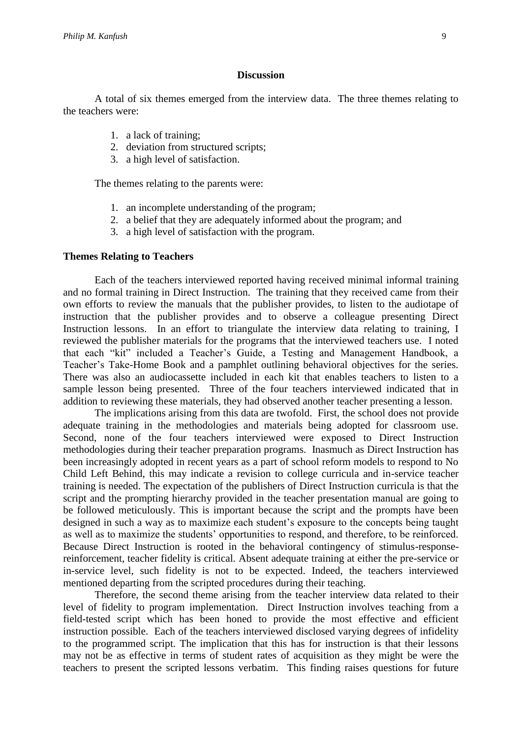## Discussion

A total of six themes emerged from the interview data. The three themes relating to the teachers were:

1. a lack of training;
2. deviation from structured scripts;
3. a high level of satisfaction.

The themes relating to the parents were:

1. an incomplete understanding of the program;
2. a belief that they are adequately informed about the program; and
3. a high level of satisfaction with the program.

### Themes Relating to Teachers

Each of the teachers interviewed reported having received minimal informal training and no formal training in Direct Instruction. The training that they received came from their own efforts to review the manuals that the publisher provides, to listen to the audiotape of instruction that the publisher provides and to observe a colleague presenting Direct Instruction lessons. In an effort to triangulate the interview data relating to training, I reviewed the publisher materials for the programs that the interviewed teachers use. I noted that each "kit" included a Teacher's Guide, a Testing and Management Handbook, a Teacher's Take-Home Book and a pamphlet outlining behavioral objectives for the series. There was also an audiocassette included in each kit that enables teachers to listen to a sample lesson being presented. Three of the four teachers interviewed indicated that in addition to reviewing these materials, they had observed another teacher presenting a lesson.

The implications arising from this data are twofold. First, the school does not provide adequate training in the methodologies and materials being adopted for classroom use. Second, none of the four teachers interviewed were exposed to Direct Instruction methodologies during their teacher preparation programs. Inasmuch as Direct Instruction has been increasingly adopted in recent years as a part of school reform models to respond to No Child Left Behind, this may indicate a revision to college curricula and in-service teacher training is needed. The expectation of the publishers of Direct Instruction curricula is that the script and the prompting hierarchy provided in the teacher presentation manual are going to be followed meticulously. This is important because the script and the prompts have been designed in such a way as to maximize each student's exposure to the concepts being taught as well as to maximize the students' opportunities to respond, and therefore, to be reinforced. Because Direct Instruction is rooted in the behavioral contingency of stimulus-response-reinforcement, teacher fidelity is critical. Absent adequate training at either the pre-service or in-service level, such fidelity is not to be expected. Indeed, the teachers interviewed mentioned departing from the scripted procedures during their teaching.

Therefore, the second theme arising from the teacher interview data related to their level of fidelity to program implementation. Direct Instruction involves teaching from a field-tested script which has been honed to provide the most effective and efficient instruction possible. Each of the teachers interviewed disclosed varying degrees of infidelity to the programmed script. The implication that this has for instruction is that their lessons may not be as effective in terms of student rates of acquisition as they might be were the teachers to present the scripted lessons verbatim. This finding raises questions for future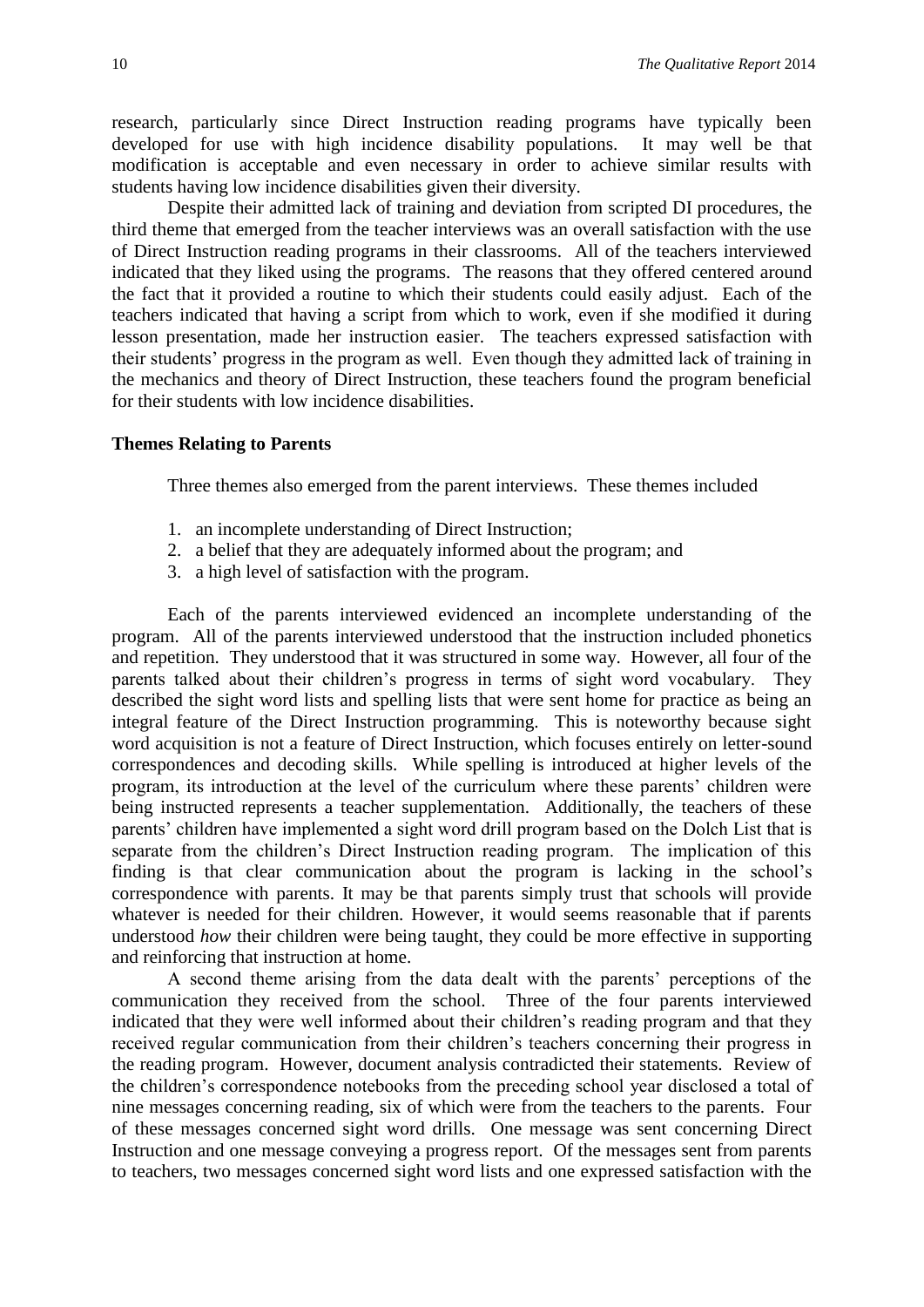research, particularly since Direct Instruction reading programs have typically been developed for use with high incidence disability populations. It may well be that modification is acceptable and even necessary in order to achieve similar results with students having low incidence disabilities given their diversity.

Despite their admitted lack of training and deviation from scripted DI procedures, the third theme that emerged from the teacher interviews was an overall satisfaction with the use of Direct Instruction reading programs in their classrooms. All of the teachers interviewed indicated that they liked using the programs. The reasons that they offered centered around the fact that it provided a routine to which their students could easily adjust. Each of the teachers indicated that having a script from which to work, even if she modified it during lesson presentation, made her instruction easier. The teachers expressed satisfaction with their students' progress in the program as well. Even though they admitted lack of training in the mechanics and theory of Direct Instruction, these teachers found the program beneficial for their students with low incidence disabilities.

### Themes Relating to Parents

Three themes also emerged from the parent interviews. These themes included

1. an incomplete understanding of Direct Instruction;
2. a belief that they are adequately informed about the program; and
3. a high level of satisfaction with the program.

Each of the parents interviewed evidenced an incomplete understanding of the program. All of the parents interviewed understood that the instruction included phonetics and repetition. They understood that it was structured in some way. However, all four of the parents talked about their children's progress in terms of sight word vocabulary. They described the sight word lists and spelling lists that were sent home for practice as being an integral feature of the Direct Instruction programming. This is noteworthy because sight word acquisition is not a feature of Direct Instruction, which focuses entirely on letter-sound correspondences and decoding skills. While spelling is introduced at higher levels of the program, its introduction at the level of the curriculum where these parents' children were being instructed represents a teacher supplementation. Additionally, the teachers of these parents' children have implemented a sight word drill program based on the Dolch List that is separate from the children's Direct Instruction reading program. The implication of this finding is that clear communication about the program is lacking in the school's correspondence with parents. It may be that parents simply trust that schools will provide whatever is needed for their children. However, it would seems reasonable that if parents understood *how* their children were being taught, they could be more effective in supporting and reinforcing that instruction at home.

A second theme arising from the data dealt with the parents' perceptions of the communication they received from the school. Three of the four parents interviewed indicated that they were well informed about their children's reading program and that they received regular communication from their children's teachers concerning their progress in the reading program. However, document analysis contradicted their statements. Review of the children's correspondence notebooks from the preceding school year disclosed a total of nine messages concerning reading, six of which were from the teachers to the parents. Four of these messages concerned sight word drills. One message was sent concerning Direct Instruction and one message conveying a progress report. Of the messages sent from parents to teachers, two messages concerned sight word lists and one expressed satisfaction with the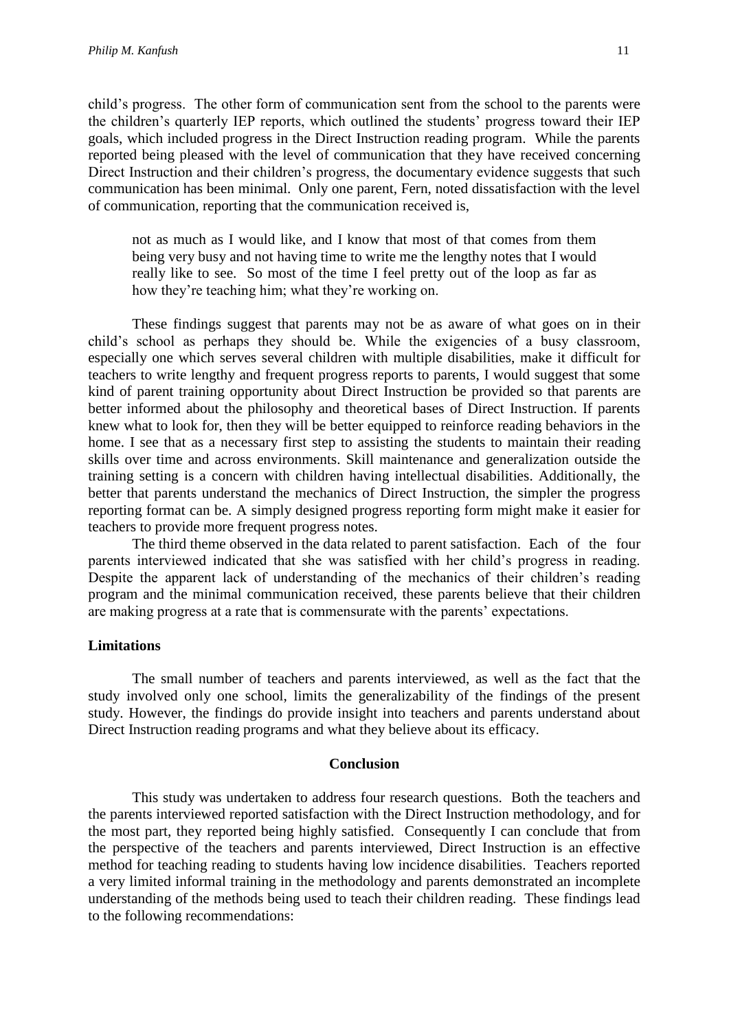child's progress. The other form of communication sent from the school to the parents were the children's quarterly IEP reports, which outlined the students' progress toward their IEP goals, which included progress in the Direct Instruction reading program. While the parents reported being pleased with the level of communication that they have received concerning Direct Instruction and their children's progress, the documentary evidence suggests that such communication has been minimal. Only one parent, Fern, noted dissatisfaction with the level of communication, reporting that the communication received is,

> not as much as I would like, and I know that most of that comes from them being very busy and not having time to write me the lengthy notes that I would really like to see. So most of the time I feel pretty out of the loop as far as how they're teaching him; what they're working on.

These findings suggest that parents may not be as aware of what goes on in their child's school as perhaps they should be. While the exigencies of a busy classroom, especially one which serves several children with multiple disabilities, make it difficult for teachers to write lengthy and frequent progress reports to parents, I would suggest that some kind of parent training opportunity about Direct Instruction be provided so that parents are better informed about the philosophy and theoretical bases of Direct Instruction. If parents knew what to look for, then they will be better equipped to reinforce reading behaviors in the home. I see that as a necessary first step to assisting the students to maintain their reading skills over time and across environments. Skill maintenance and generalization outside the training setting is a concern with children having intellectual disabilities. Additionally, the better that parents understand the mechanics of Direct Instruction, the simpler the progress reporting format can be. A simply designed progress reporting form might make it easier for teachers to provide more frequent progress notes.

The third theme observed in the data related to parent satisfaction. Each of the four parents interviewed indicated that she was satisfied with her child's progress in reading. Despite the apparent lack of understanding of the mechanics of their children's reading program and the minimal communication received, these parents believe that their children are making progress at a rate that is commensurate with the parents' expectations.

### Limitations

The small number of teachers and parents interviewed, as well as the fact that the study involved only one school, limits the generalizability of the findings of the present study. However, the findings do provide insight into teachers and parents understand about Direct Instruction reading programs and what they believe about its efficacy.

## Conclusion

This study was undertaken to address four research questions. Both the teachers and the parents interviewed reported satisfaction with the Direct Instruction methodology, and for the most part, they reported being highly satisfied. Consequently I can conclude that from the perspective of the teachers and parents interviewed, Direct Instruction is an effective method for teaching reading to students having low incidence disabilities. Teachers reported a very limited informal training in the methodology and parents demonstrated an incomplete understanding of the methods being used to teach their children reading. These findings lead to the following recommendations: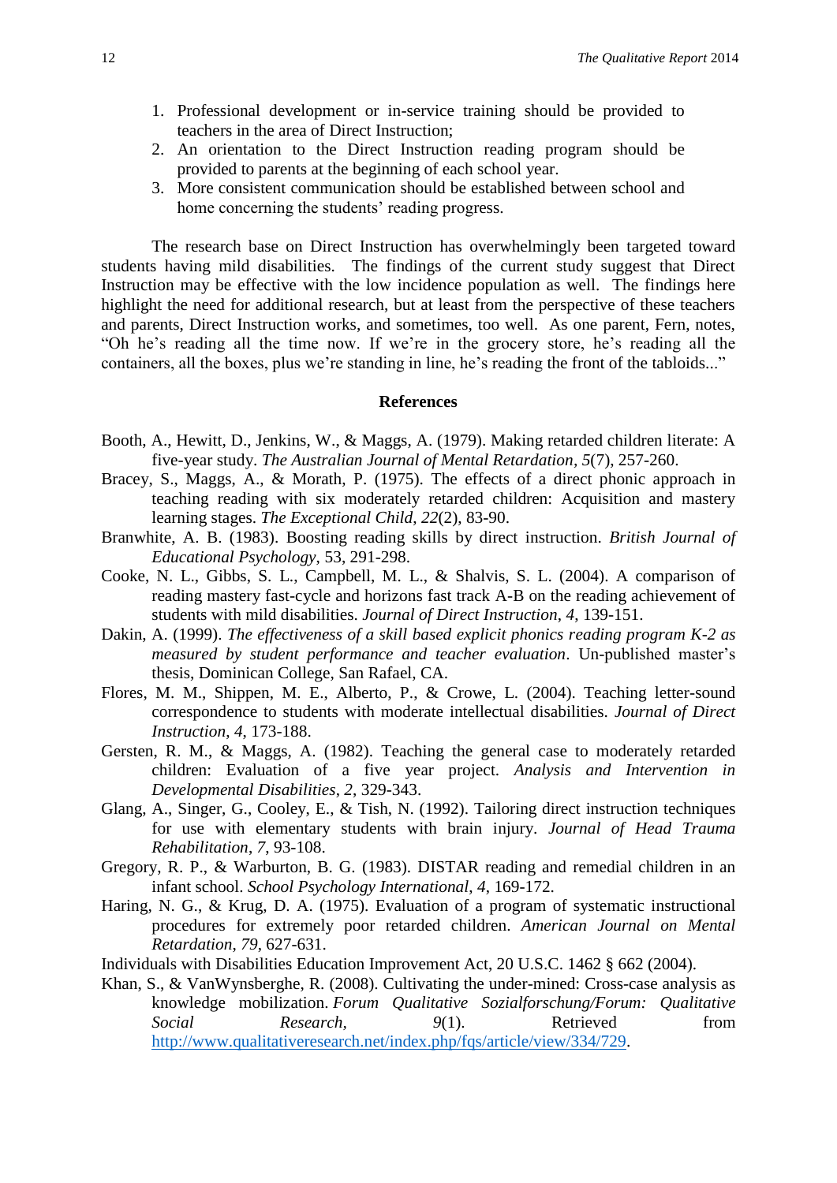1. Professional development or in-service training should be provided to teachers in the area of Direct Instruction;
2. An orientation to the Direct Instruction reading program should be provided to parents at the beginning of each school year.
3. More consistent communication should be established between school and home concerning the students' reading progress.

The research base on Direct Instruction has overwhelmingly been targeted toward students having mild disabilities. The findings of the current study suggest that Direct Instruction may be effective with the low incidence population as well. The findings here highlight the need for additional research, but at least from the perspective of these teachers and parents, Direct Instruction works, and sometimes, too well. As one parent, Fern, notes, "Oh he's reading all the time now. If we're in the grocery store, he's reading all the containers, all the boxes, plus we're standing in line, he's reading the front of the tabloids..."

## References

Booth, A., Hewitt, D., Jenkins, W., & Maggs, A. (1979). Making retarded children literate: A five-year study. *The Australian Journal of Mental Retardation*, *5*(7), 257-260.

Bracey, S., Maggs, A., & Morath, P. (1975). The effects of a direct phonic approach in teaching reading with six moderately retarded children: Acquisition and mastery learning stages. *The Exceptional Child*, *22*(2), 83-90.

Branwhite, A. B. (1983). Boosting reading skills by direct instruction. *British Journal of Educational Psychology*, 53, 291-298.

Cooke, N. L., Gibbs, S. L., Campbell, M. L., & Shalvis, S. L. (2004). A comparison of reading mastery fast-cycle and horizons fast track A-B on the reading achievement of students with mild disabilities. *Journal of Direct Instruction*, *4*, 139-151.

Dakin, A. (1999). *The effectiveness of a skill based explicit phonics reading program K-2 as measured by student performance and teacher evaluation*. Un-published master's thesis, Dominican College, San Rafael, CA.

Flores, M. M., Shippen, M. E., Alberto, P., & Crowe, L. (2004). Teaching letter-sound correspondence to students with moderate intellectual disabilities. *Journal of Direct Instruction*, *4*, 173-188.

Gersten, R. M., & Maggs, A. (1982). Teaching the general case to moderately retarded children: Evaluation of a five year project. *Analysis and Intervention in Developmental Disabilities*, *2*, 329-343.

Glang, A., Singer, G., Cooley, E., & Tish, N. (1992). Tailoring direct instruction techniques for use with elementary students with brain injury. *Journal of Head Trauma Rehabilitation*, *7*, 93-108.

Gregory, R. P., & Warburton, B. G. (1983). DISTAR reading and remedial children in an infant school. *School Psychology International*, *4*, 169-172.

Haring, N. G., & Krug, D. A. (1975). Evaluation of a program of systematic instructional procedures for extremely poor retarded children. *American Journal on Mental Retardation*, *79*, 627-631.

Individuals with Disabilities Education Improvement Act, 20 U.S.C. 1462 § 662 (2004).

Khan, S., & VanWynsberghe, R. (2008). Cultivating the under-mined: Cross-case analysis as knowledge mobilization. *Forum Qualitative Sozialforschung/Forum: Qualitative Social Research*, *9*(1). Retrieved from http://www.qualitativeresearch.net/index.php/fqs/article/view/334/729.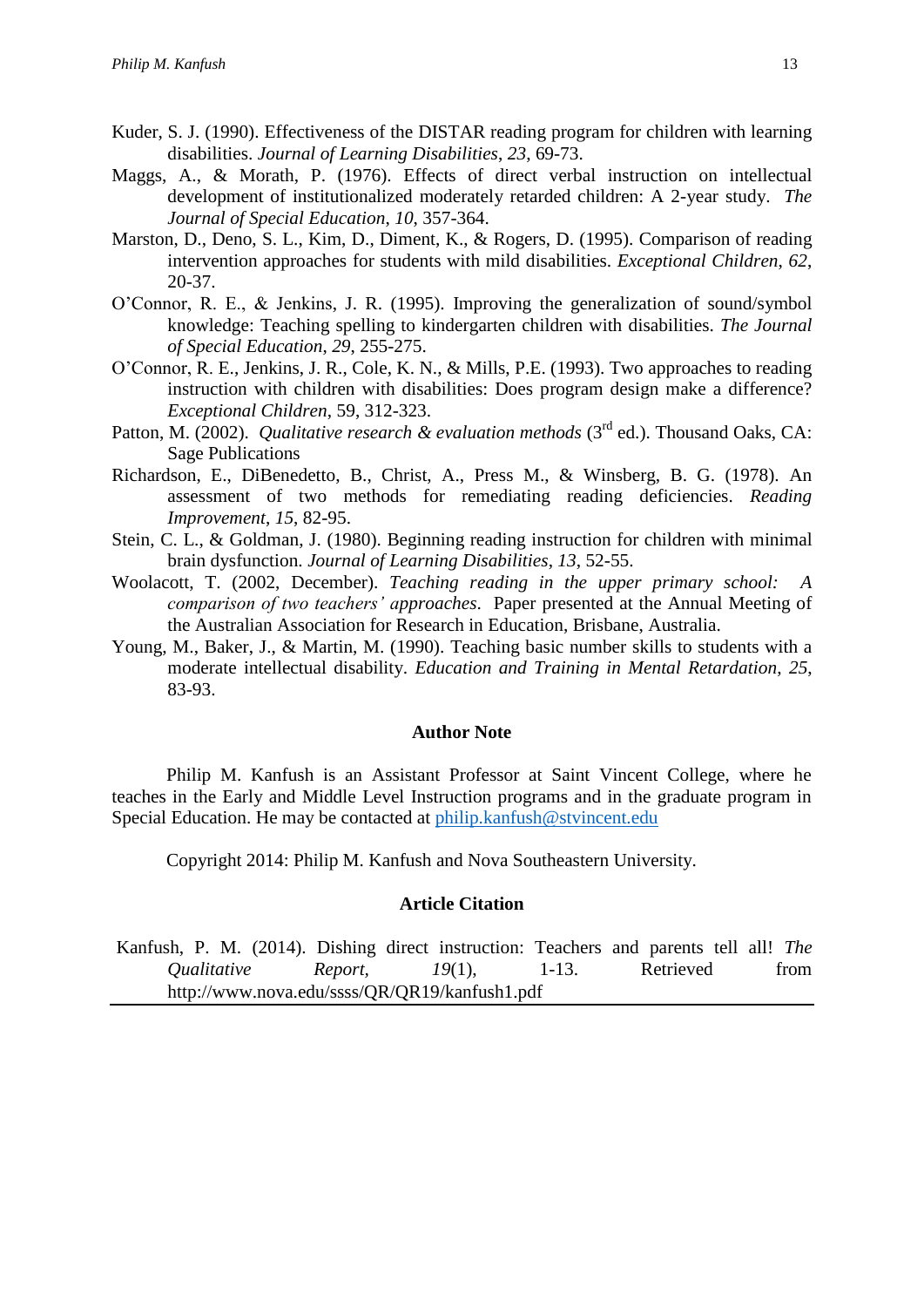Kuder, S. J. (1990). Effectiveness of the DISTAR reading program for children with learning disabilities. *Journal of Learning Disabilities*, *23*, 69-73.

Maggs, A., & Morath, P. (1976). Effects of direct verbal instruction on intellectual development of institutionalized moderately retarded children: A 2-year study. *The Journal of Special Education*, *10*, 357-364.

Marston, D., Deno, S. L., Kim, D., Diment, K., & Rogers, D. (1995). Comparison of reading intervention approaches for students with mild disabilities. *Exceptional Children*, *62*, 20-37.

O'Connor, R. E., & Jenkins, J. R. (1995). Improving the generalization of sound/symbol knowledge: Teaching spelling to kindergarten children with disabilities. *The Journal of Special Education*, *29*, 255-275.

O'Connor, R. E., Jenkins, J. R., Cole, K. N., & Mills, P.E. (1993). Two approaches to reading instruction with children with disabilities: Does program design make a difference? *Exceptional Children*, 59, 312-323.

Patton, M. (2002). *Qualitative research & evaluation methods* (3rd ed.). Thousand Oaks, CA: Sage Publications

Richardson, E., DiBenedetto, B., Christ, A., Press M., & Winsberg, B. G. (1978). An assessment of two methods for remediating reading deficiencies. *Reading Improvement*, *15*, 82-95.

Stein, C. L., & Goldman, J. (1980). Beginning reading instruction for children with minimal brain dysfunction. *Journal of Learning Disabilities*, *13*, 52-55.

Woolacott, T. (2002, December). *Teaching reading in the upper primary school: A comparison of two teachers' approaches*. Paper presented at the Annual Meeting of the Australian Association for Research in Education, Brisbane, Australia.

Young, M., Baker, J., & Martin, M. (1990). Teaching basic number skills to students with a moderate intellectual disability. *Education and Training in Mental Retardation*, *25*, 83-93.

## Author Note

Philip M. Kanfush is an Assistant Professor at Saint Vincent College, where he teaches in the Early and Middle Level Instruction programs and in the graduate program in Special Education. He may be contacted at philip.kanfush@stvincent.edu

Copyright 2014: Philip M. Kanfush and Nova Southeastern University.

## Article Citation

Kanfush, P. M. (2014). Dishing direct instruction: Teachers and parents tell all! *The Qualitative Report*, *19*(1), 1-13. Retrieved from http://www.nova.edu/ssss/QR/QR19/kanfush1.pdf